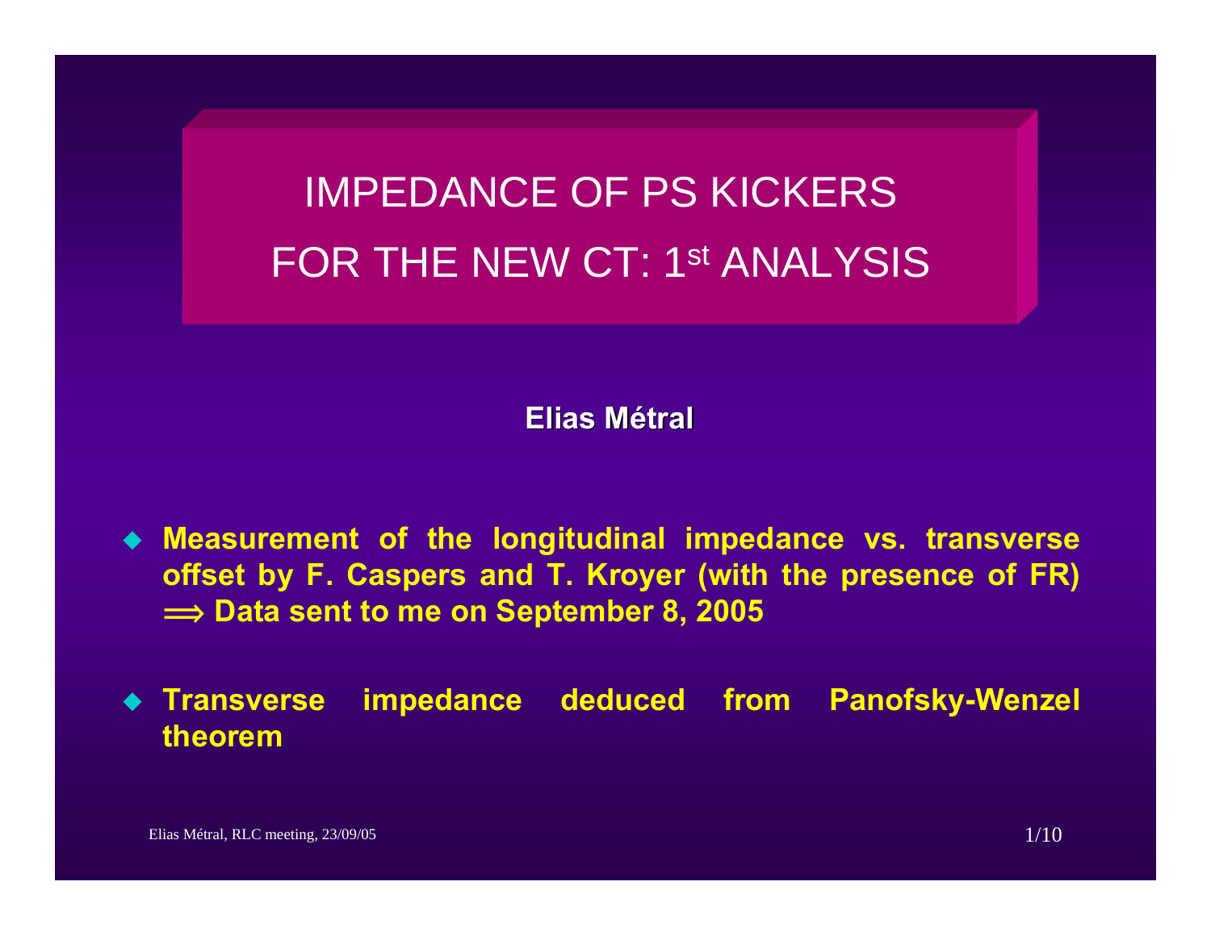# IMPEDANCE OF PS KICKERS FOR THE NEW CT: 1st ANALYSIS

**Elias Métral**

- **Measurement of the longitudinal impedance vs. transverse offset by F. Caspers and T. Kroyer (with the presence of FR) $\Longrightarrow$ Data sent to me on September 8, 2005**

- **Transverse impedance deduced from Panofsky-Wenzel theorem**

Elias Métral, RLC meeting, 23/09/05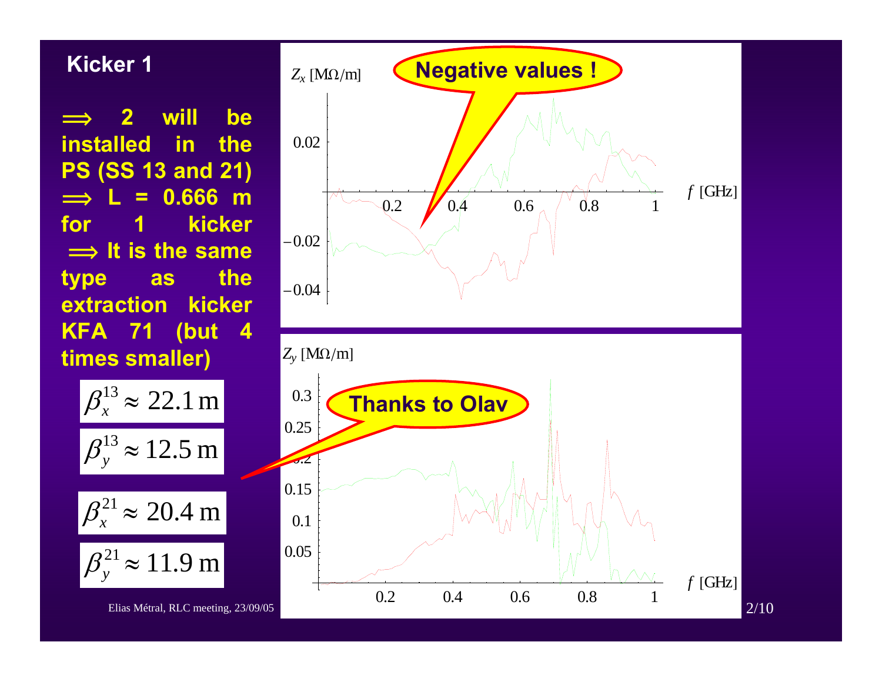## Kicker 1

$\Longrightarrow$ 2 will be installed in the PS (SS 13 and 21) $\Longrightarrow$ L = 0.666 m for 1 kicker $\Longrightarrow$ It is the same type as the extraction kicker KFA 71 (but 4 times smaller)

$$\beta_x^{13} \approx 22.1\,\mathrm{m}$$

$$\beta_y^{13} \approx 12.5\,\mathrm{m}$$

$$\beta_x^{21} \approx 20.4\,\mathrm{m}$$

$$\beta_y^{21} \approx 11.9\,\mathrm{m}$$

**Negative values !**

**Thanks to Olav**

Elias Métral, RLC meeting, 23/09/05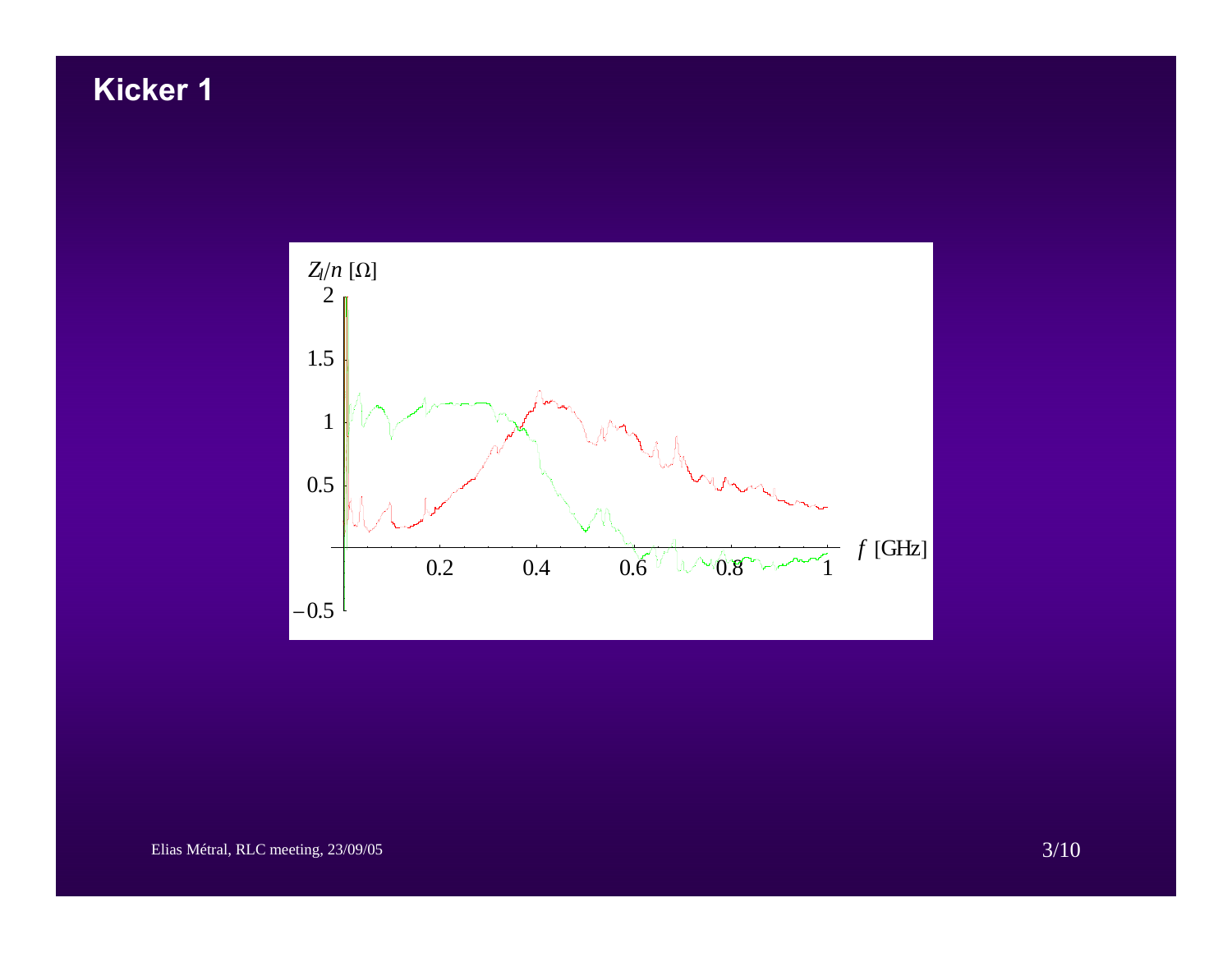# Kicker 1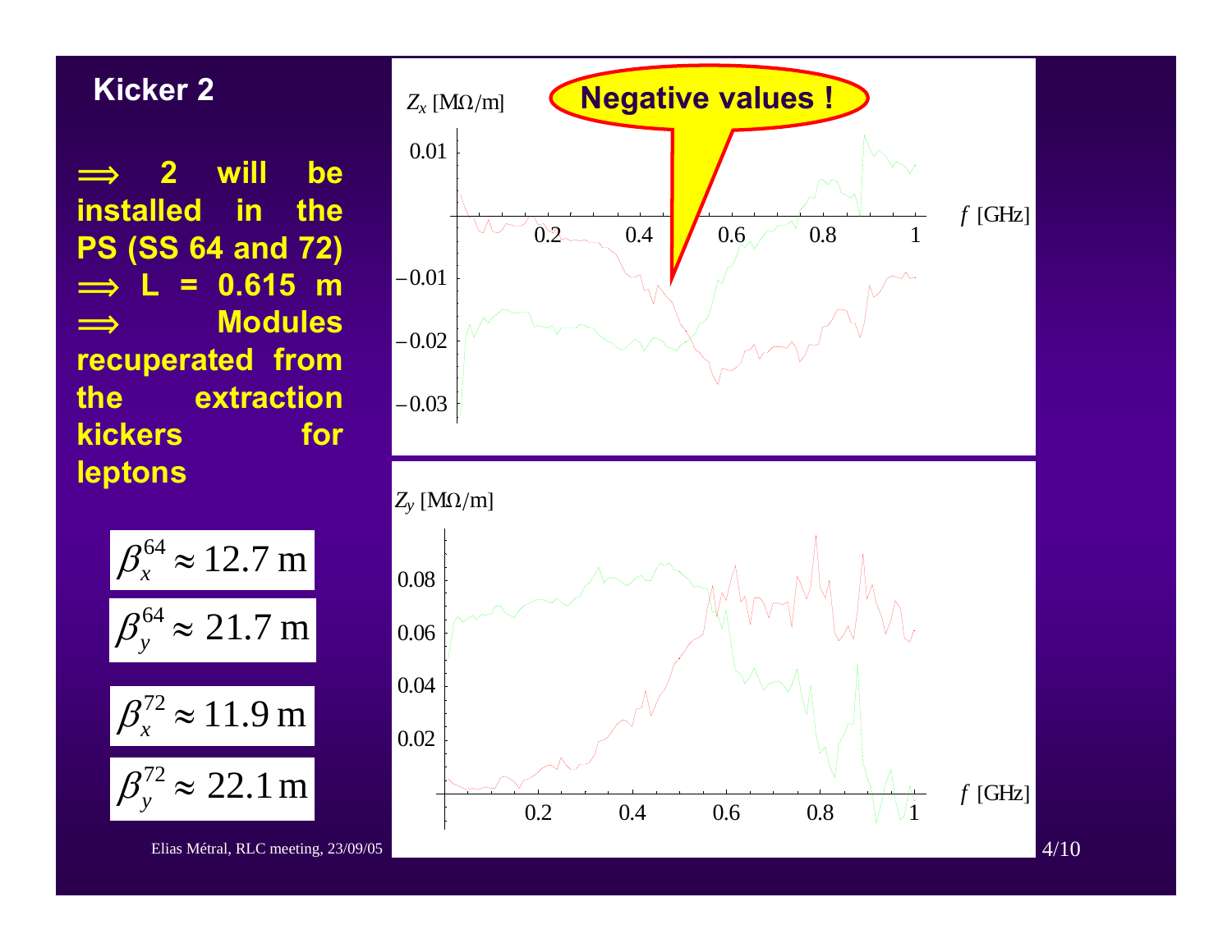## Kicker 2

$\Longrightarrow$ **2 will be installed in the PS (SS 64 and 72)**

$\Longrightarrow$ **L = 0.615 m**

$\Longrightarrow$ **Modules recuperated from the extraction kickers for leptons**

$$\beta_x^{64} \approx 12.7 \text{ m}$$

$$\beta_y^{64} \approx 21.7 \text{ m}$$

$$\beta_x^{72} \approx 11.9 \text{ m}$$

$$\beta_y^{72} \approx 22.1 \text{ m}$$

**Negative values !**

$Z_x$ [MΩ/m]

$f$ [GHz]

$Z_y$ [MΩ/m]

$f$ [GHz]

Elias Métral, RLC meeting, 23/09/05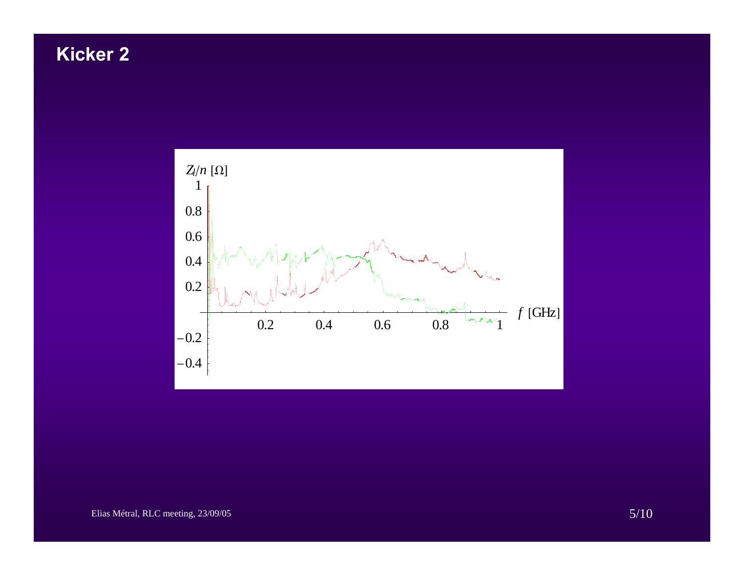# Kicker 2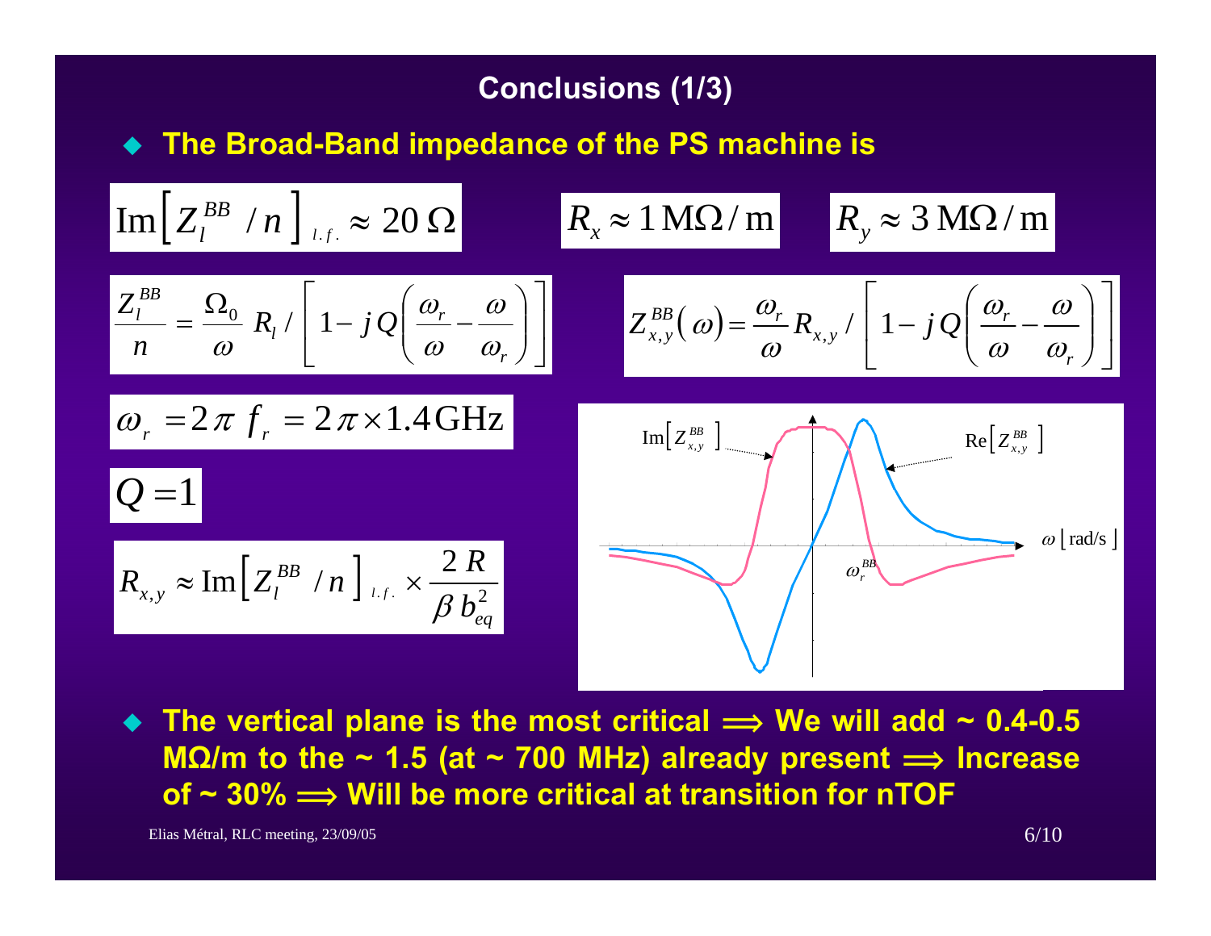## Conclusions (1/3)

- **The Broad-Band impedance of the PS machine is**

$$\mathrm{Im}\left[Z_l^{BB} / n\right]_{l.f.} \approx 20\,\Omega$$

$$R_x \approx 1\,\mathrm{M\Omega/m} \qquad R_y \approx 3\,\mathrm{M\Omega/m}$$

$$\frac{Z_l^{BB}}{n} = \frac{\Omega_0}{\omega} R_l \Big/ \left[1 - j\,Q\left(\frac{\omega_r}{\omega} - \frac{\omega}{\omega_r}\right)\right]$$

$$Z_{x,y}^{BB}(\omega) = \frac{\omega_r}{\omega} R_{x,y} \Big/ \left[1 - j\,Q\left(\frac{\omega_r}{\omega} - \frac{\omega}{\omega_r}\right)\right]$$

$$\omega_r = 2\pi\, f_r = 2\pi \times 1.4\,\mathrm{GHz}$$

$$Q = 1$$

$$R_{x,y} \approx \mathrm{Im}\left[Z_l^{BB} / n\right]_{l.f.} \times \frac{2\,R}{\beta\, b_{eq}^2}$$

- **The vertical plane is the most critical ⟹ We will add ~ 0.4-0.5 MΩ/m to the ~ 1.5 (at ~ 700 MHz) already present ⟹ Increase of ~ 30% ⟹ Will be more critical at transition for nTOF**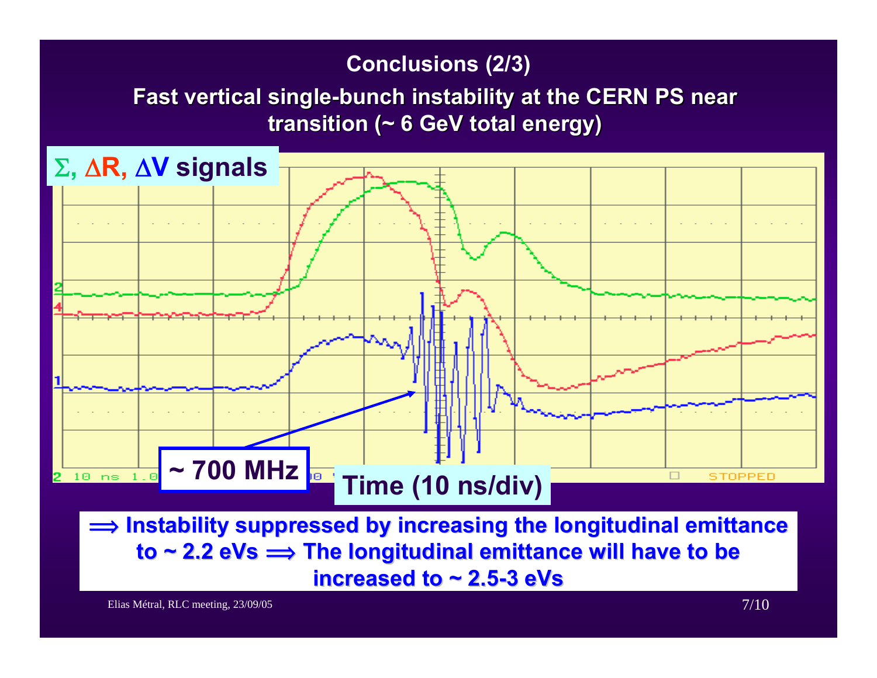# Conclusions (2/3)

## Fast vertical single-bunch instability at the CERN PS near transition (~ 6 GeV total energy)

**Σ, ΔR, ΔV signals**

**~ 700 MHz**

**Time (10 ns/div)**

**⟹ Instability suppressed by increasing the longitudinal emittance to ~ 2.2 eVs ⟹ The longitudinal emittance will have to be increased to ~ 2.5-3 eVs**

Elias Métral, RLC meeting, 23/09/05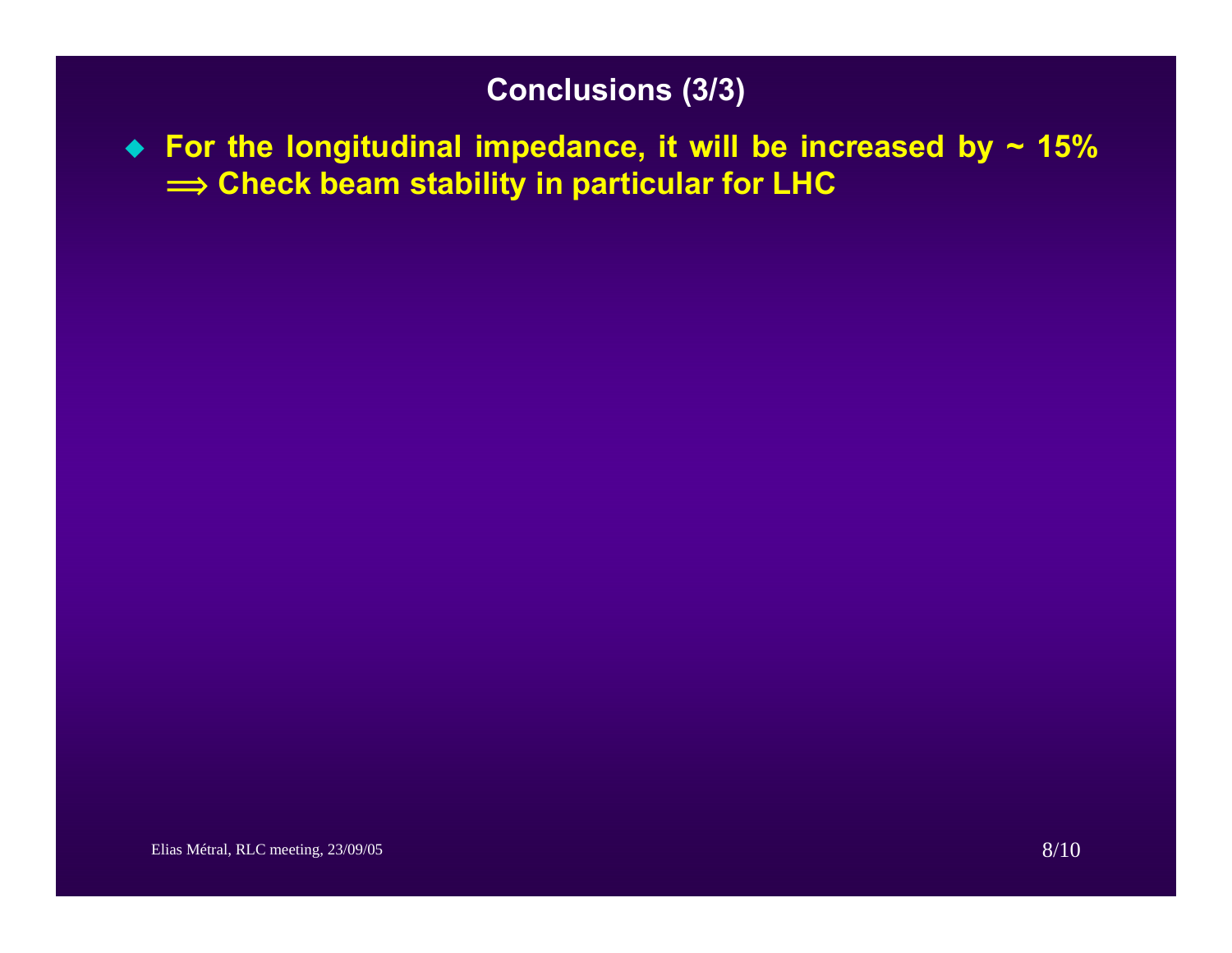## Conclusions (3/3)

- **For the longitudinal impedance, it will be increased by ~ 15%**
  **$\Longrightarrow$ Check beam stability in particular for LHC**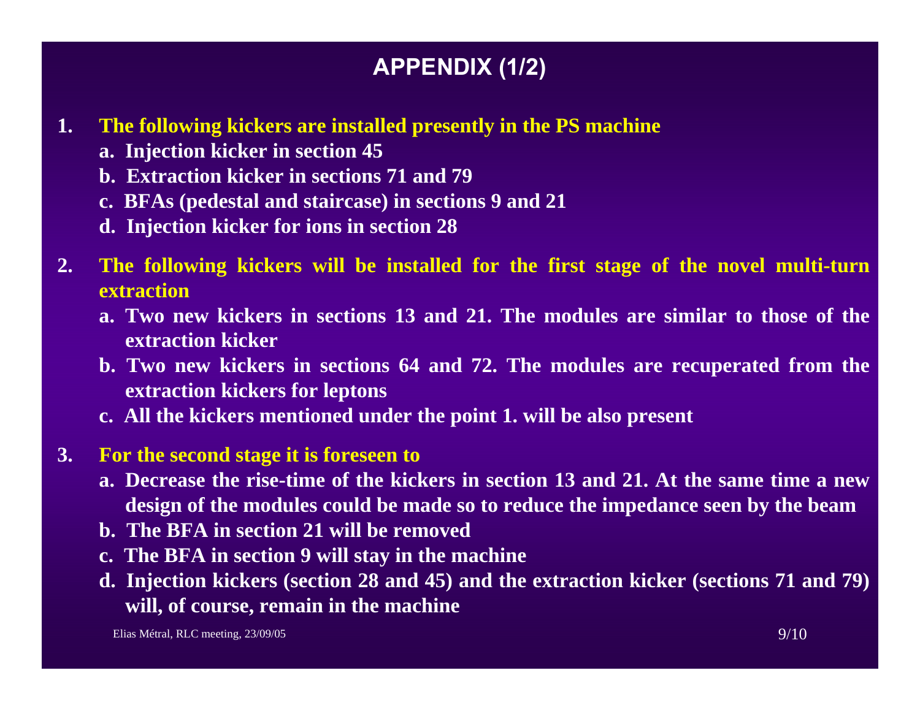# APPENDIX (1/2)

1. **The following kickers are installed presently in the PS machine**
   - a. **Injection kicker in section 45**
   - b. **Extraction kicker in sections 71 and 79**
   - c. **BFAs (pedestal and staircase) in sections 9 and 21**
   - d. **Injection kicker for ions in section 28**

2. **The following kickers will be installed for the first stage of the novel multi-turn extraction**
   - a. **Two new kickers in sections 13 and 21. The modules are similar to those of the extraction kicker**
   - b. **Two new kickers in sections 64 and 72. The modules are recuperated from the extraction kickers for leptons**
   - c. **All the kickers mentioned under the point 1. will be also present**

3. **For the second stage it is foreseen to**
   - a. **Decrease the rise-time of the kickers in section 13 and 21. At the same time a new design of the modules could be made so to reduce the impedance seen by the beam**
   - b. **The BFA in section 21 will be removed**
   - c. **The BFA in section 9 will stay in the machine**
   - d. **Injection kickers (section 28 and 45) and the extraction kicker (sections 71 and 79) will, of course, remain in the machine**

Elias Métral, RLC meeting, 23/09/05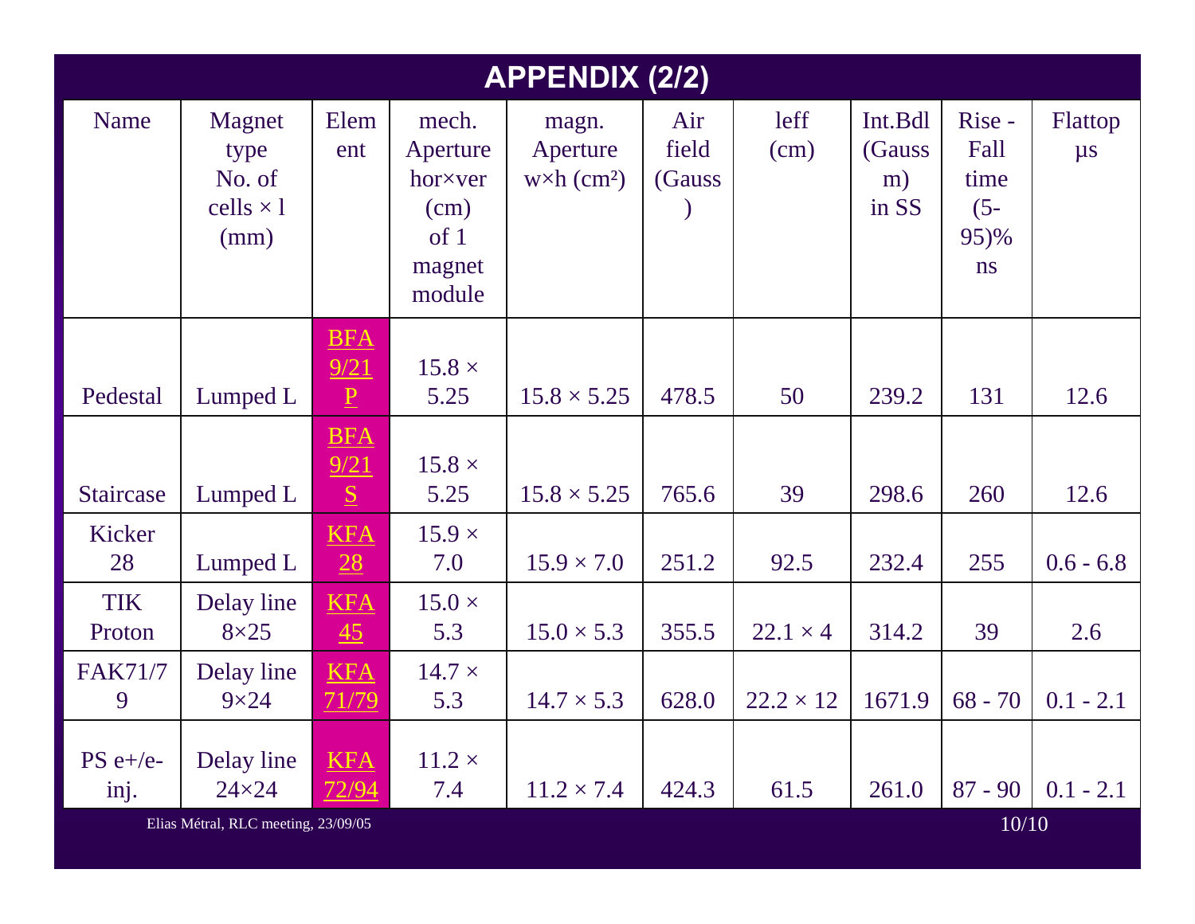# APPENDIX (2/2)

| Name | Magnet type No. of cells × l (mm) | Element | mech. Aperture hor×ver (cm) of 1 magnet module | magn. Aperture w×h (cm²) | Air field (Gauss) | leff (cm) | Int.Bdl (Gauss m) in SS | Rise - Fall time (5-95)% ns | Flattop μs |
|---|---|---|---|---|---|---|---|---|---|
| Pedestal | Lumped L | BFA 9/21 P | 15.8 × 5.25 | 15.8 × 5.25 | 478.5 | 50 | 239.2 | 131 | 12.6 |
| Staircase | Lumped L | BFA 9/21 S | 15.8 × 5.25 | 15.8 × 5.25 | 765.6 | 39 | 298.6 | 260 | 12.6 |
| Kicker 28 | Lumped L | KFA 28 | 15.9 × 7.0 | 15.9 × 7.0 | 251.2 | 92.5 | 232.4 | 255 | 0.6 - 6.8 |
| TIK Proton | Delay line 8×25 | KFA 45 | 15.0 × 5.3 | 15.0 × 5.3 | 355.5 | 22.1 × 4 | 314.2 | 39 | 2.6 |
| FAK71/79 | Delay line 9×24 | KFA 71/79 | 14.7 × 5.3 | 14.7 × 5.3 | 628.0 | 22.2 × 12 | 1671.9 | 68 - 70 | 0.1 - 2.1 |
| PS e+/e- inj. | Delay line 24×24 | KFA 72/94 | 11.2 × 7.4 | 11.2 × 7.4 | 424.3 | 61.5 | 261.0 | 87 - 90 | 0.1 - 2.1 |